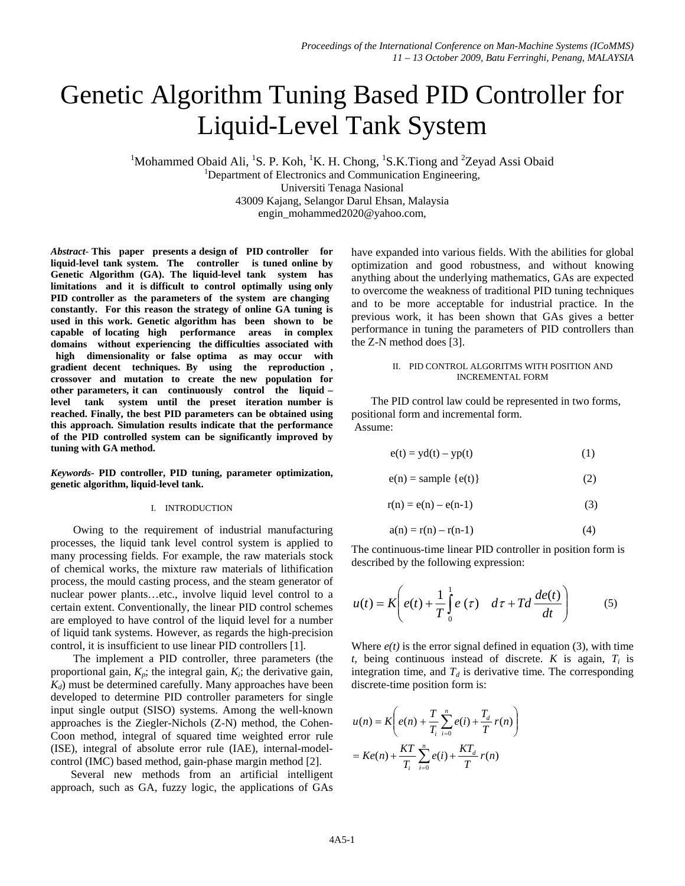# Genetic Algorithm Tuning Based PID Controller for Liquid-Level Tank System

[1]Mohammed Obaid Ali, [1]S. P. Koh, [1]K. H. Chong, [1]S.K.Tiong and [2]Zeyad Assi Obaid

[1]Department of Electronics and Communication Engineering,
Universiti Tenaga Nasional
43009 Kajang, Selangor Darul Ehsan, Malaysia
engin_mohammed2020@yahoo.com,

*Abstract*- **This paper presents a design of PID controller for liquid-level tank system. The controller is tuned online by Genetic Algorithm (GA). The liquid-level tank system has limitations and it is difficult to control optimally using only PID controller as the parameters of the system are changing constantly. For this reason the strategy of online GA tuning is used in this work. Genetic algorithm has been shown to be capable of locating high performance areas in complex domains without experiencing the difficulties associated with high dimensionality or false optima as may occur with gradient decent techniques. By using the reproduction , crossover and mutation to create the new population for other parameters, it can continuously control the liquid – level tank system until the preset iteration number is reached. Finally, the best PID parameters can be obtained using this approach. Simulation results indicate that the performance of the PID controlled system can be significantly improved by tuning with GA method.**

*Keywords*- **PID controller, PID tuning, parameter optimization, genetic algorithm, liquid-level tank.**

## I. INTRODUCTION

Owing to the requirement of industrial manufacturing processes, the liquid tank level control system is applied to many processing fields. For example, the raw materials stock of chemical works, the mixture raw materials of lithification process, the mould casting process, and the steam generator of nuclear power plants…etc., involve liquid level control to a certain extent. Conventionally, the linear PID control schemes are employed to have control of the liquid level for a number of liquid tank systems. However, as regards the high-precision control, it is insufficient to use linear PID controllers [1].

The implement a PID controller, three parameters (the proportional gain, $K_p$; the integral gain, $K_i$; the derivative gain, $K_d$) must be determined carefully. Many approaches have been developed to determine PID controller parameters for single input single output (SISO) systems. Among the well-known approaches is the Ziegler-Nichols (Z-N) method, the Cohen-Coon method, integral of squared time weighted error rule (ISE), integral of absolute error rule (IAE), internal-model-control (IMC) based method, gain-phase margin method [2].

Several new methods from an artificial intelligent approach, such as GA, fuzzy logic, the applications of GAs have expanded into various fields. With the abilities for global optimization and good robustness, and without knowing anything about the underlying mathematics, GAs are expected to overcome the weakness of traditional PID tuning techniques and to be more acceptable for industrial practice. In the previous work, it has been shown that GAs gives a better performance in tuning the parameters of PID controllers than the Z-N method does [3].

## II. PID CONTROL ALGORITMS WITH POSITION AND INCREMENTAL FORM

The PID control law could be represented in two forms, positional form and incremental form.

Assume:

$$e(t) = yd(t) - yp(t) \tag{1}$$

$$e(n) = \text{sample}\ \{e(t)\} \tag{2}$$

$$r(n) = e(n) - e(n-1) \tag{3}$$

$$a(n) = r(n) - r(n-1) \tag{4}$$

The continuous-time linear PID controller in position form is described by the following expression:

$$u(t) = K\left(e(t) + \frac{1}{T}\int_0^1 e\ (\tau) \quad d\tau + Td\,\frac{de(t)}{dt}\right) \tag{5}$$

Where *e(t)* is the error signal defined in equation (3), with time *t*, being continuous instead of discrete. *K* is again, $T_i$ is integration time, and $T_d$ is derivative time. The corresponding discrete-time position form is:

$$u(n) = K\left(e(n) + \frac{T}{T_i}\sum_{i=0}^{n} e(i) + \frac{T_d}{T}\,r(n)\right)$$

$$= Ke(n) + \frac{KT}{T_i}\sum_{i=0}^{n} e(i) + \frac{KT_d}{T}\,r(n)$$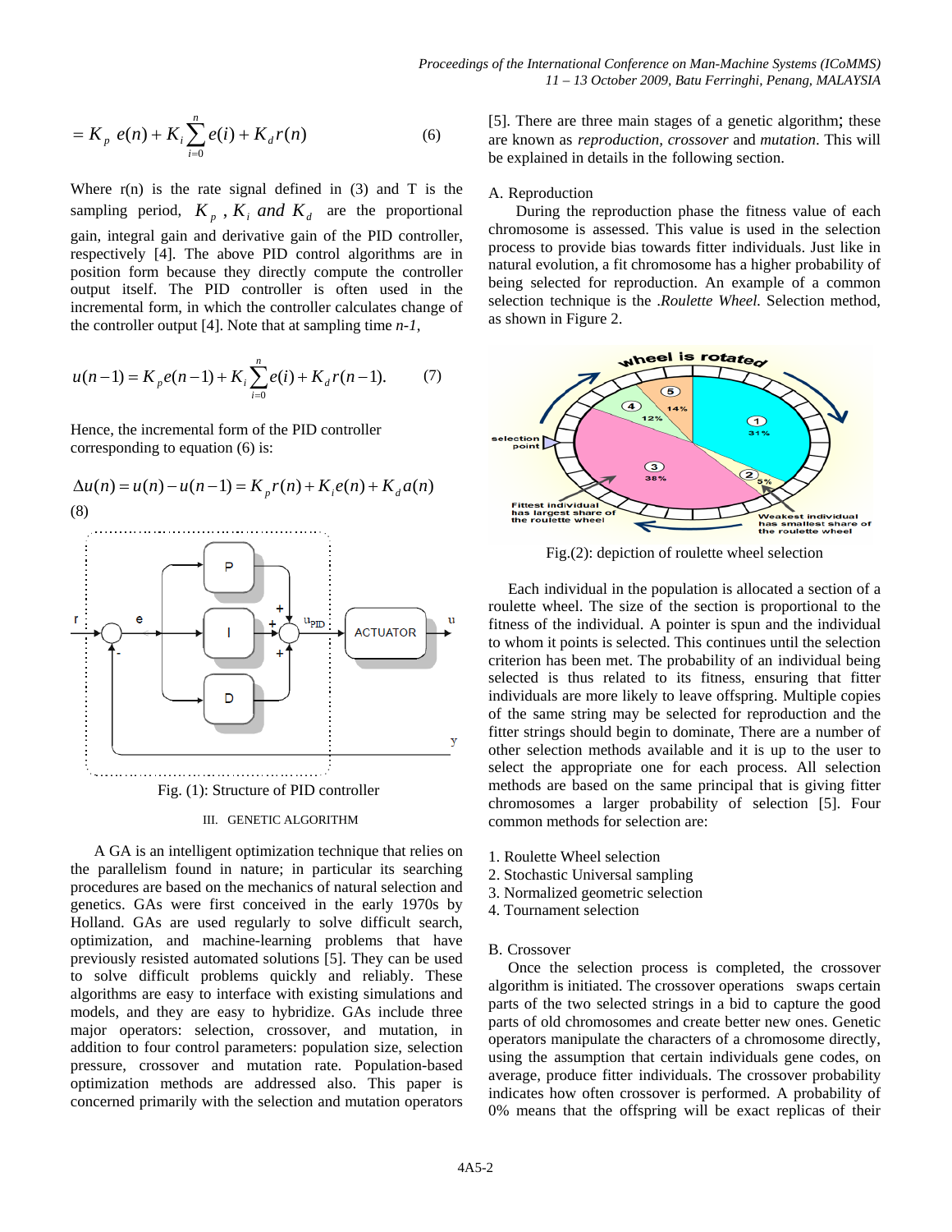$$= K_p\ e(n) + K_i \sum_{i=0}^{n} e(i) + K_d r(n) \qquad (6)$$

Where r(n) is the rate signal defined in (3) and T is the sampling period, $K_p$ , $K_i$ *and* $K_d$ are the proportional gain, integral gain and derivative gain of the PID controller, respectively [4]. The above PID control algorithms are in position form because they directly compute the controller output itself. The PID controller is often used in the incremental form, in which the controller calculates change of the controller output [4]. Note that at sampling time *n-1*,

$$u(n-1) = K_p e(n-1) + K_i \sum_{i=0}^{n} e(i) + K_d r(n-1). \qquad (7)$$

Hence, the incremental form of the PID controller corresponding to equation (6) is:

$$\Delta u(n) = u(n) - u(n-1) = K_p r(n) + K_i e(n) + K_d a(n) \qquad (8)$$

Fig. (1): Structure of PID controller

## III. GENETIC ALGORITHM

A GA is an intelligent optimization technique that relies on the parallelism found in nature; in particular its searching procedures are based on the mechanics of natural selection and genetics. GAs were first conceived in the early 1970s by Holland. GAs are used regularly to solve difficult search, optimization, and machine-learning problems that have previously resisted automated solutions [5]. They can be used to solve difficult problems quickly and reliably. These algorithms are easy to interface with existing simulations and models, and they are easy to hybridize. GAs include three major operators: selection, crossover, and mutation, in addition to four control parameters: population size, selection pressure, crossover and mutation rate. Population-based optimization methods are addressed also. This paper is concerned primarily with the selection and mutation operators [5]. There are three main stages of a genetic algorithm; these are known as *reproduction, crossover* and *mutation*. This will be explained in details in the following section.

### A. Reproduction

During the reproduction phase the fitness value of each chromosome is assessed. This value is used in the selection process to provide bias towards fitter individuals. Just like in natural evolution, a fit chromosome has a higher probability of being selected for reproduction. An example of a common selection technique is the *.Roulette Wheel.* Selection method, as shown in Figure 2.

Fig.(2): depiction of roulette wheel selection

Each individual in the population is allocated a section of a roulette wheel. The size of the section is proportional to the fitness of the individual. A pointer is spun and the individual to whom it points is selected. This continues until the selection criterion has been met. The probability of an individual being selected is thus related to its fitness, ensuring that fitter individuals are more likely to leave offspring. Multiple copies of the same string may be selected for reproduction and the fitter strings should begin to dominate, There are a number of other selection methods available and it is up to the user to select the appropriate one for each process. All selection methods are based on the same principal that is giving fitter chromosomes a larger probability of selection [5]. Four common methods for selection are:

1. Roulette Wheel selection
2. Stochastic Universal sampling
3. Normalized geometric selection
4. Tournament selection

### B. Crossover

Once the selection process is completed, the crossover algorithm is initiated. The crossover operations swaps certain parts of the two selected strings in a bid to capture the good parts of old chromosomes and create better new ones. Genetic operators manipulate the characters of a chromosome directly, using the assumption that certain individuals gene codes, on average, produce fitter individuals. The crossover probability indicates how often crossover is performed. A probability of 0% means that the offspring will be exact replicas of their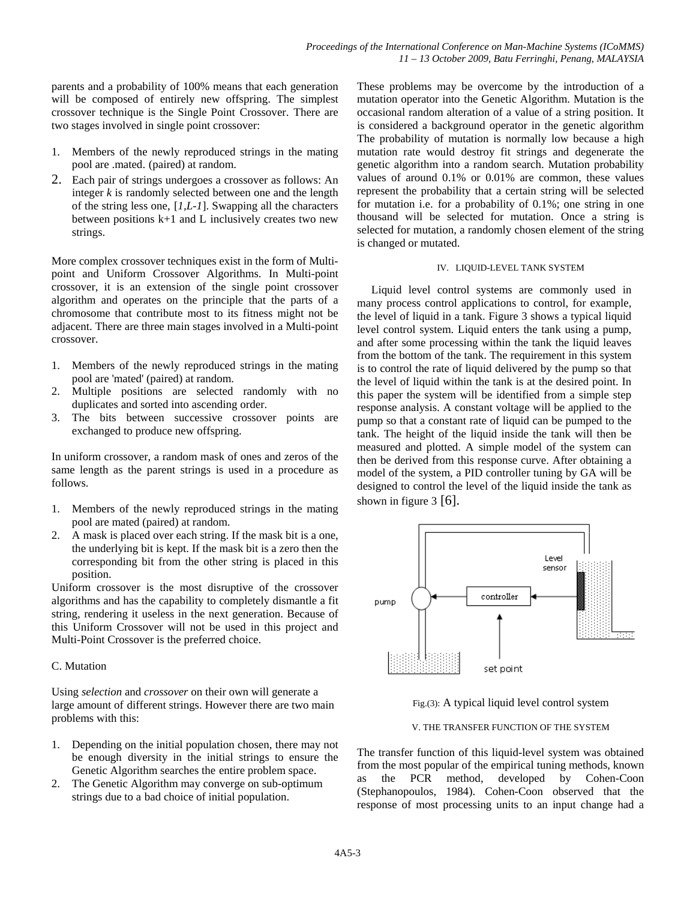parents and a probability of 100% means that each generation will be composed of entirely new offspring. The simplest crossover technique is the Single Point Crossover. There are two stages involved in single point crossover:

1. Members of the newly reproduced strings in the mating pool are .mated. (paired) at random.
2. Each pair of strings undergoes a crossover as follows: An integer $k$ is randomly selected between one and the length of the string less one, [$1$,$L$-$1$]. Swapping all the characters between positions k+1 and L inclusively creates two new strings.

More complex crossover techniques exist in the form of Multi-point and Uniform Crossover Algorithms. In Multi-point crossover, it is an extension of the single point crossover algorithm and operates on the principle that the parts of a chromosome that contribute most to its fitness might not be adjacent. There are three main stages involved in a Multi-point crossover.

1. Members of the newly reproduced strings in the mating pool are 'mated' (paired) at random.
2. Multiple positions are selected randomly with no duplicates and sorted into ascending order.
3. The bits between successive crossover points are exchanged to produce new offspring.

In uniform crossover, a random mask of ones and zeros of the same length as the parent strings is used in a procedure as follows.

1. Members of the newly reproduced strings in the mating pool are mated (paired) at random.
2. A mask is placed over each string. If the mask bit is a one, the underlying bit is kept. If the mask bit is a zero then the corresponding bit from the other string is placed in this position.

Uniform crossover is the most disruptive of the crossover algorithms and has the capability to completely dismantle a fit string, rendering it useless in the next generation. Because of this Uniform Crossover will not be used in this project and Multi-Point Crossover is the preferred choice.

C. Mutation

Using *selection* and *crossover* on their own will generate a large amount of different strings. However there are two main problems with this:

1. Depending on the initial population chosen, there may not be enough diversity in the initial strings to ensure the Genetic Algorithm searches the entire problem space.
2. The Genetic Algorithm may converge on sub-optimum strings due to a bad choice of initial population.

These problems may be overcome by the introduction of a mutation operator into the Genetic Algorithm. Mutation is the occasional random alteration of a value of a string position. It is considered a background operator in the genetic algorithm The probability of mutation is normally low because a high mutation rate would destroy fit strings and degenerate the genetic algorithm into a random search. Mutation probability values of around 0.1% or 0.01% are common, these values represent the probability that a certain string will be selected for mutation i.e. for a probability of 0.1%; one string in one thousand will be selected for mutation. Once a string is selected for mutation, a randomly chosen element of the string is changed or mutated.

## IV. LIQUID-LEVEL TANK SYSTEM

Liquid level control systems are commonly used in many process control applications to control, for example, the level of liquid in a tank. Figure 3 shows a typical liquid level control system. Liquid enters the tank using a pump, and after some processing within the tank the liquid leaves from the bottom of the tank. The requirement in this system is to control the rate of liquid delivered by the pump so that the level of liquid within the tank is at the desired point. In this paper the system will be identified from a simple step response analysis. A constant voltage will be applied to the pump so that a constant rate of liquid can be pumped to the tank. The height of the liquid inside the tank will then be measured and plotted. A simple model of the system can then be derived from this response curve. After obtaining a model of the system, a PID controller tuning by GA will be designed to control the level of the liquid inside the tank as shown in figure 3 [6].

Fig.(3): A typical liquid level control system

## V. THE TRANSFER FUNCTION OF THE SYSTEM

The transfer function of this liquid-level system was obtained from the most popular of the empirical tuning methods, known as the PCR method, developed by Cohen-Coon (Stephanopoulos, 1984). Cohen-Coon observed that the response of most processing units to an input change had a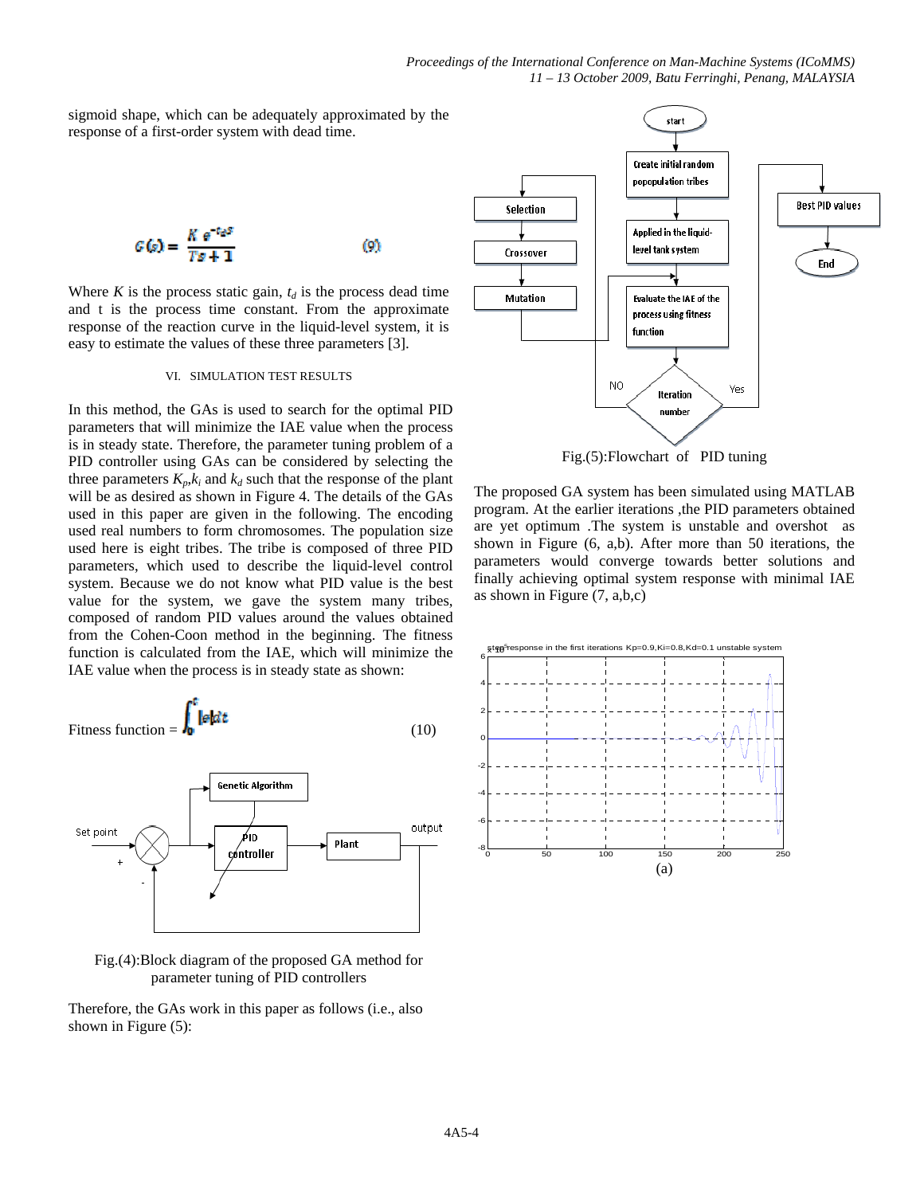sigmoid shape, which can be adequately approximated by the response of a first-order system with dead time.

$$G(s) = \frac{K\, e^{-t_d s}}{Ts+1} \qquad (9)$$

Where $K$ is the process static gain, $t_d$ is the process dead time and t is the process time constant. From the approximate response of the reaction curve in the liquid-level system, it is easy to estimate the values of these three parameters [3].

## VI. SIMULATION TEST RESULTS

In this method, the GAs is used to search for the optimal PID parameters that will minimize the IAE value when the process is in steady state. Therefore, the parameter tuning problem of a PID controller using GAs can be considered by selecting the three parameters $K_p$,$k_i$ and $k_d$ such that the response of the plant will be as desired as shown in Figure 4. The details of the GAs used in this paper are given in the following. The encoding used real numbers to form chromosomes. The population size used here is eight tribes. The tribe is composed of three PID parameters, which used to describe the liquid-level control system. Because we do not know what PID value is the best value for the system, we gave the system many tribes, composed of random PID values around the values obtained from the Cohen-Coon method in the beginning. The fitness function is calculated from the IAE, which will minimize the IAE value when the process is in steady state as shown:

$$\text{Fitness function} = \int_0^t |e|dt \qquad (10)$$

Fig.(4):Block diagram of the proposed GA method for parameter tuning of PID controllers

Therefore, the GAs work in this paper as follows (i.e., also shown in Figure (5):

Fig.(5):Flowchart of PID tuning

The proposed GA system has been simulated using MATLAB program. At the earlier iterations ,the PID parameters obtained are yet optimum .The system is unstable and overshot as shown in Figure (6, a,b). After more than 50 iterations, the parameters would converge towards better solutions and finally achieving optimal system response with minimal IAE as shown in Figure (7, a,b,c)

(a)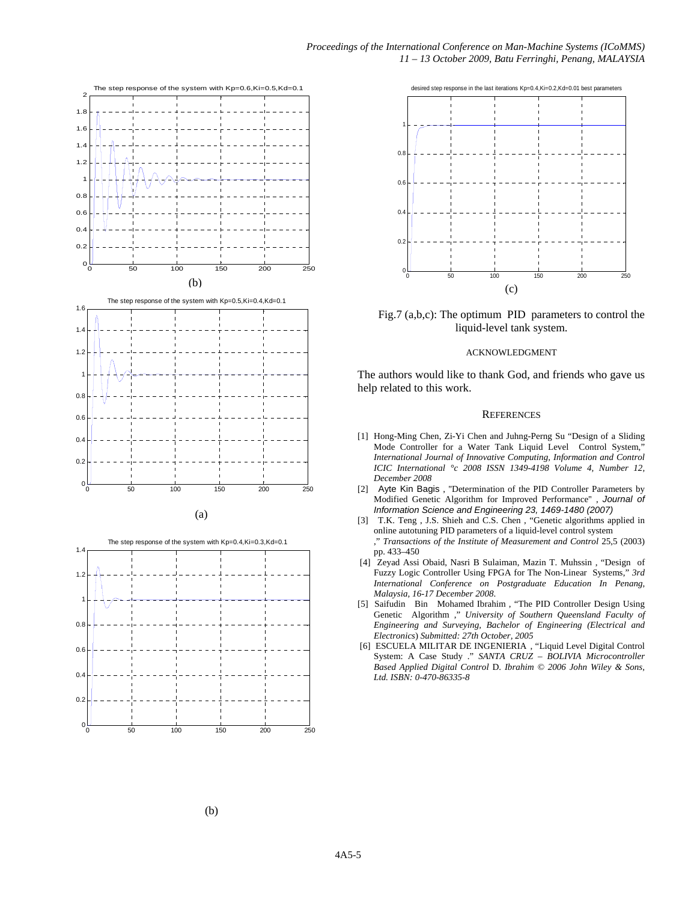The step response of the system with Kp=0.6,Ki=0.5,Kd=0.1

2
1.8
1.6
1.4
1.2
1
0.8
0.6
0.4
0.2
0
0 50 100 150 200 250

(b)

The step response of the system with Kp=0.5,Ki=0.4,Kd=0.1

1.6
1.4
1.2
1
0.8
0.6
0.4
0.2
0
0 50 100 150 200 250

(a)

The step response of the system with Kp=0.4,Ki=0.3,Kd=0.1

1.4
1.2
1
0.8
0.6
0.4
0.2
0
0 50 100 150 200 250

(b)

desired step response in the last iterations Kp=0.4,Ki=0.2,Kd=0.01 best parameters

1
0.8
0.6
0.4
0.2
0
0 50 100 150 200 250

(c)

Fig.7 (a,b,c): The optimum PID parameters to control the liquid-level tank system.

## ACKNOWLEDGMENT

The authors would like to thank God, and friends who gave us help related to this work.

## REFERENCES

[1] Hong-Ming Chen, Zi-Yi Chen and Juhng-Perng Su "Design of a Sliding Mode Controller for a Water Tank Liquid Level Control System," *International Journal of Innovative Computing, Information and Control ICIC International °c 2008 ISSN 1349-4198 Volume 4, Number 12, December 2008*

[2] Ayte Kin Bagis , "Determination of the PID Controller Parameters by Modified Genetic Algorithm for Improved Performance" , *Journal of Information Science and Engineering 23, 1469-1480 (2007)*

[3] T.K. Teng , J.S. Shieh and C.S. Chen , "Genetic algorithms applied in online autotuning PID parameters of a liquid-level control system ," *Transactions of the Institute of Measurement and Control* 25,5 (2003) pp. 433–450

[4] Zeyad Assi Obaid, Nasri B Sulaiman, Mazin T. Muhssin , "Design of Fuzzy Logic Controller Using FPGA for The Non-Linear Systems," *3rd International Conference on Postgraduate Education In Penang, Malaysia, 16-17 December 2008.*

[5] Saifudin Bin Mohamed Ibrahim , "The PID Controller Design Using Genetic Algorithm ," *University of Southern Queensland Faculty of Engineering and Surveying, Bachelor of Engineering (Electrical and Electronics) Submitted: 27th October, 2005*

[6] ESCUELA MILITAR DE INGENIERIA , "Liquid Level Digital Control System: A Case Study ." *SANTA CRUZ – BOLIVIA Microcontroller Based Applied Digital Control* D. *Ibrahim © 2006 John Wiley & Sons, Ltd. ISBN: 0-470-86335-8*